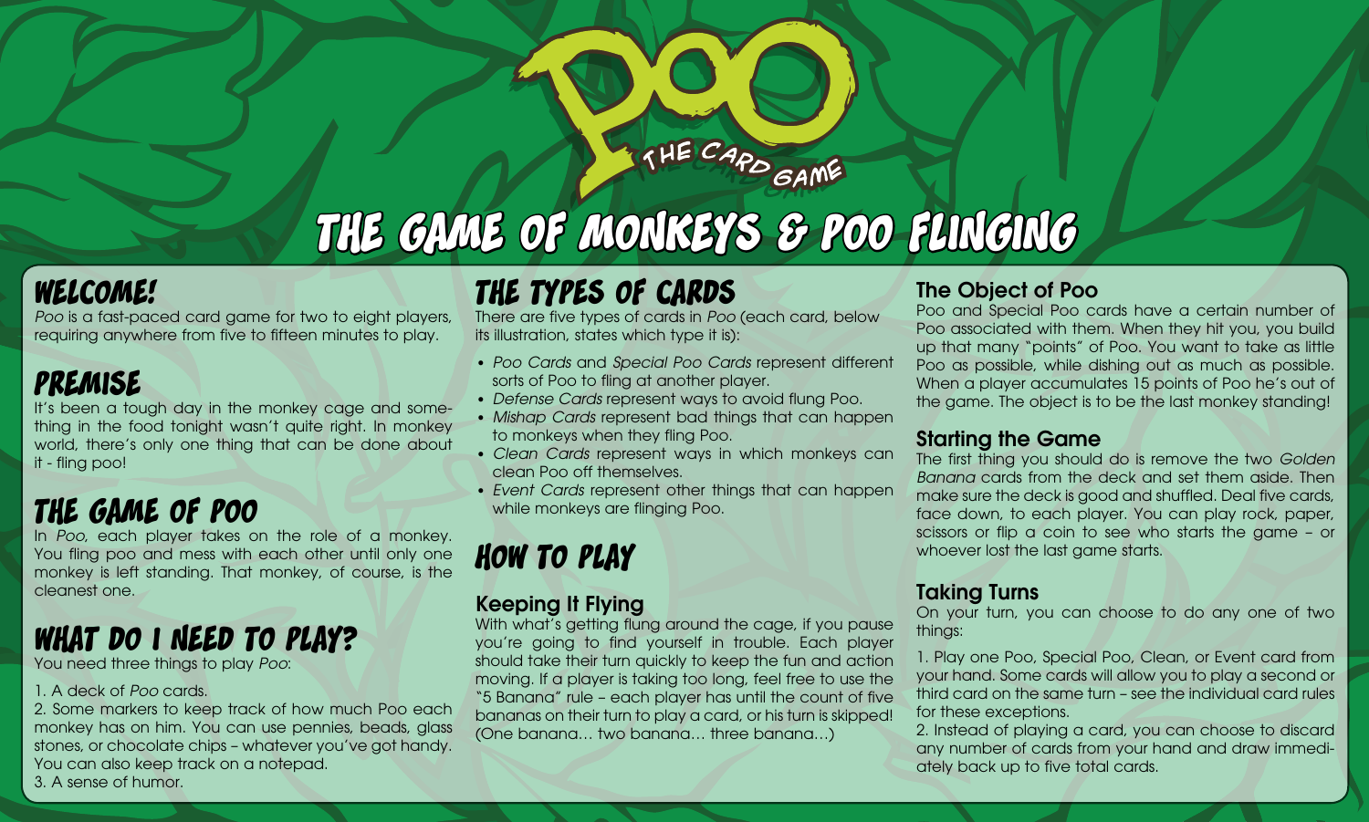# POO

THE CARD GAME

## THE GAME OF MONKEYS & POO FLINGING

## WELCOME!

*Poo* is a fast-paced card game for two to eight players, requiring anywhere from five to fifteen minutes to play.

## PREMISE

It's been a tough day in the monkey cage and something in the food tonight wasn't quite right. In monkey world, there's only one thing that can be done about it - fling poo!

## THE GAME OF POO

In *Poo*, each player takes on the role of a monkey. You fling poo and mess with each other until only one monkey is left standing. That monkey, of course, is the cleanest one.

## WHAT DO I NEED TO PLAY?

You need three things to play *Poo*:

1. A deck of *Poo* cards.
2. Some markers to keep track of how much Poo each monkey has on him. You can use pennies, beads, glass stones, or chocolate chips – whatever you've got handy. You can also keep track on a notepad.
3. A sense of humor.

## THE TYPES OF CARDS

There are five types of cards in *Poo* (each card, below its illustration, states which type it is):

- *Poo Cards* and *Special Poo Cards* represent different sorts of Poo to fling at another player.
- *Defense Cards* represent ways to avoid flung Poo.
- *Mishap Cards* represent bad things that can happen to monkeys when they fling Poo.
- *Clean Cards* represent ways in which monkeys can clean Poo off themselves.
- *Event Cards* represent other things that can happen while monkeys are flinging Poo.

## HOW TO PLAY

### Keeping It Flying

With what's getting flung around the cage, if you pause you're going to find yourself in trouble. Each player should take their turn quickly to keep the fun and action moving. If a player is taking too long, feel free to use the "5 Banana" rule – each player has until the count of five bananas on their turn to play a card, or his turn is skipped! (One banana… two banana… three banana…)

### The Object of Poo

Poo and Special Poo cards have a certain number of Poo associated with them. When they hit you, you build up that many "points" of Poo. You want to take as little Poo as possible, while dishing out as much as possible. When a player accumulates 15 points of Poo he's out of the game. The object is to be the last monkey standing!

### Starting the Game

The first thing you should do is remove the two *Golden Banana* cards from the deck and set them aside. Then make sure the deck is good and shuffled. Deal five cards, face down, to each player. You can play rock, paper, scissors or flip a coin to see who starts the game – or whoever lost the last game starts.

### Taking Turns

On your turn, you can choose to do any one of two things:

1. Play one Poo, Special Poo, Clean, or Event card from your hand. Some cards will allow you to play a second or third card on the same turn – see the individual card rules for these exceptions.
2. Instead of playing a card, you can choose to discard any number of cards from your hand and draw immediately back up to five total cards.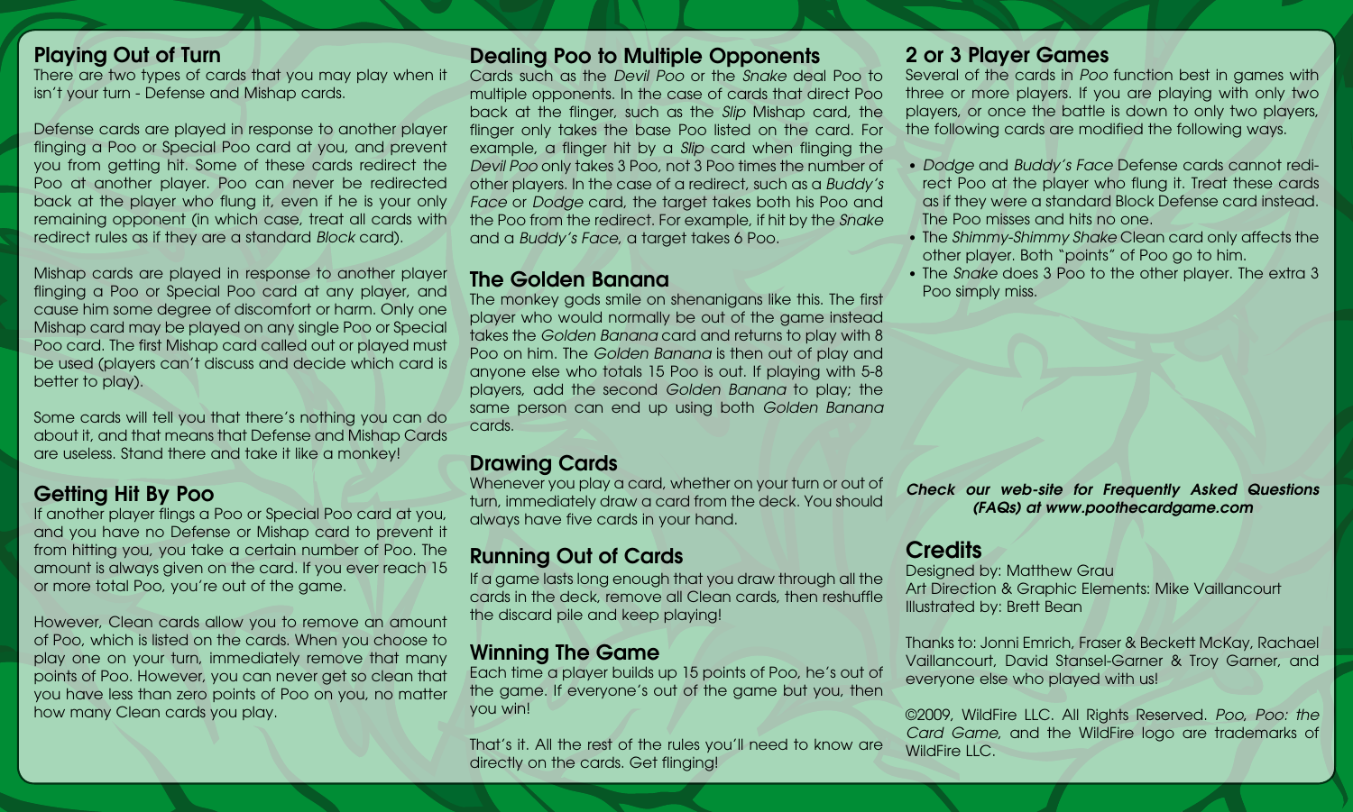## Playing Out of Turn

There are two types of cards that you may play when it isn't your turn - Defense and Mishap cards.

Defense cards are played in response to another player flinging a Poo or Special Poo card at you, and prevent you from getting hit. Some of these cards redirect the Poo at another player. Poo can never be redirected back at the player who flung it, even if he is your only remaining opponent (in which case, treat all cards with redirect rules as if they are a standard *Block* card).

Mishap cards are played in response to another player flinging a Poo or Special Poo card at any player, and cause him some degree of discomfort or harm. Only one Mishap card may be played on any single Poo or Special Poo card. The first Mishap card called out or played must be used (players can't discuss and decide which card is better to play).

Some cards will tell you that there's nothing you can do about it, and that means that Defense and Mishap Cards are useless. Stand there and take it like a monkey!

## Getting Hit By Poo

If another player flings a Poo or Special Poo card at you, and you have no Defense or Mishap card to prevent it from hitting you, you take a certain number of Poo. The amount is always given on the card. If you ever reach 15 or more total Poo, you're out of the game.

However, Clean cards allow you to remove an amount of Poo, which is listed on the cards. When you choose to play one on your turn, immediately remove that many points of Poo. However, you can never get so clean that you have less than zero points of Poo on you, no matter how many Clean cards you play.

## Dealing Poo to Multiple Opponents

Cards such as the *Devil Poo* or the *Snake* deal Poo to multiple opponents. In the case of cards that direct Poo back at the flinger, such as the *Slip* Mishap card, the flinger only takes the base Poo listed on the card. For example, a flinger hit by a *Slip* card when flinging the *Devil Poo* only takes 3 Poo, not 3 Poo times the number of other players. In the case of a redirect, such as a *Buddy's Face* or *Dodge* card, the target takes both his Poo and the Poo from the redirect. For example, if hit by the *Snake* and a *Buddy's Face*, a target takes 6 Poo.

## The Golden Banana

The monkey gods smile on shenanigans like this. The first player who would normally be out of the game instead takes the *Golden Banana* card and returns to play with 8 Poo on him. The *Golden Banana* is then out of play and anyone else who totals 15 Poo is out. If playing with 5-8 players, add the second *Golden Banana* to play; the same person can end up using both *Golden Banana* cards.

## Drawing Cards

Whenever you play a card, whether on your turn or out of turn, immediately draw a card from the deck. You should always have five cards in your hand.

## Running Out of Cards

If a game lasts long enough that you draw through all the cards in the deck, remove all Clean cards, then reshuffle the discard pile and keep playing!

## Winning The Game

Each time a player builds up 15 points of Poo, he's out of the game. If everyone's out of the game but you, then you win!

That's it. All the rest of the rules you'll need to know are directly on the cards. Get flinging!

## 2 or 3 Player Games

Several of the cards in *Poo* function best in games with three or more players. If you are playing with only two players, or once the battle is down to only two players, the following cards are modified the following ways.

- *Dodge* and *Buddy's Face* Defense cards cannot redirect Poo at the player who flung it. Treat these cards as if they were a standard Block Defense card instead. The Poo misses and hits no one.
- The *Shimmy-Shimmy Shake* Clean card only affects the other player. Both "points" of Poo go to him.
- The *Snake* does 3 Poo to the other player. The extra 3 Poo simply miss.

***Check our web-site for Frequently Asked Questions (FAQs) at www.poothecardgame.com***

## Credits

Designed by: Matthew Grau
Art Direction & Graphic Elements: Mike Vaillancourt
Illustrated by: Brett Bean

Thanks to: Jonni Emrich, Fraser & Beckett McKay, Rachael Vaillancourt, David Stansel-Garner & Troy Garner, and everyone else who played with us!

©2009, WildFire LLC. All Rights Reserved. *Poo, Poo: the Card Game*, and the WildFire logo are trademarks of WildFire LLC.